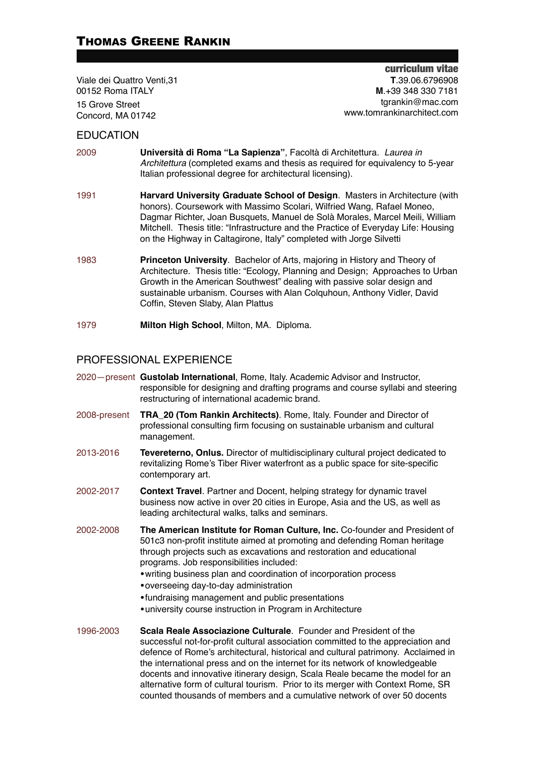# THOMAS GREENE RANKIN

**curriculum vitae**

Viale dei Quattro Venti,31
00152 Roma ITALY

15 Grove Street
Concord, MA 01742

**T**.39.06.6796908
**M**.+39 348 330 7181
tgrankin@mac.com
www.tomrankinarchitect.com

## EDUCATION

2009 **Università di Roma "La Sapienza"**, Facoltà di Architettura. *Laurea in Architettura* (completed exams and thesis as required for equivalency to 5-year Italian professional degree for architectural licensing).

1991 **Harvard University Graduate School of Design**. Masters in Architecture (with honors). Coursework with Massimo Scolari, Wilfried Wang, Rafael Moneo, Dagmar Richter, Joan Busquets, Manuel de Solà Morales, Marcel Meili, William Mitchell. Thesis title: "Infrastructure and the Practice of Everyday Life: Housing on the Highway in Caltagirone, Italy" completed with Jorge Silvetti

1983 **Princeton University**. Bachelor of Arts, majoring in History and Theory of Architecture. Thesis title: "Ecology, Planning and Design; Approaches to Urban Growth in the American Southwest" dealing with passive solar design and sustainable urbanism. Courses with Alan Colquhoun, Anthony Vidler, David Coffin, Steven Slaby, Alan Plattus

1979 **Milton High School**, Milton, MA. Diploma.

## PROFESSIONAL EXPERIENCE

2020—present **Gustolab International**, Rome, Italy. Academic Advisor and Instructor, responsible for designing and drafting programs and course syllabi and steering restructuring of international academic brand.

2008-present **TRA_20 (Tom Rankin Architects)**. Rome, Italy. Founder and Director of professional consulting firm focusing on sustainable urbanism and cultural management.

2013-2016 **Tevereterno, Onlus.** Director of multidisciplinary cultural project dedicated to revitalizing Rome's Tiber River waterfront as a public space for site-specific contemporary art.

2002-2017 **Context Travel**. Partner and Docent, helping strategy for dynamic travel business now active in over 20 cities in Europe, Asia and the US, as well as leading architectural walks, talks and seminars.

2002-2008 **The American Institute for Roman Culture, Inc.** Co-founder and President of 501c3 non-profit institute aimed at promoting and defending Roman heritage through projects such as excavations and restoration and educational programs. Job responsibilities included:

- writing business plan and coordination of incorporation process
- overseeing day-to-day administration
- fundraising management and public presentations
- university course instruction in Program in Architecture

1996-2003 **Scala Reale Associazione Culturale**. Founder and President of the successful not-for-profit cultural association committed to the appreciation and defence of Rome's architectural, historical and cultural patrimony. Acclaimed in the international press and on the internet for its network of knowledgeable docents and innovative itinerary design, Scala Reale became the model for an alternative form of cultural tourism. Prior to its merger with Context Rome, SR counted thousands of members and a cumulative network of over 50 docents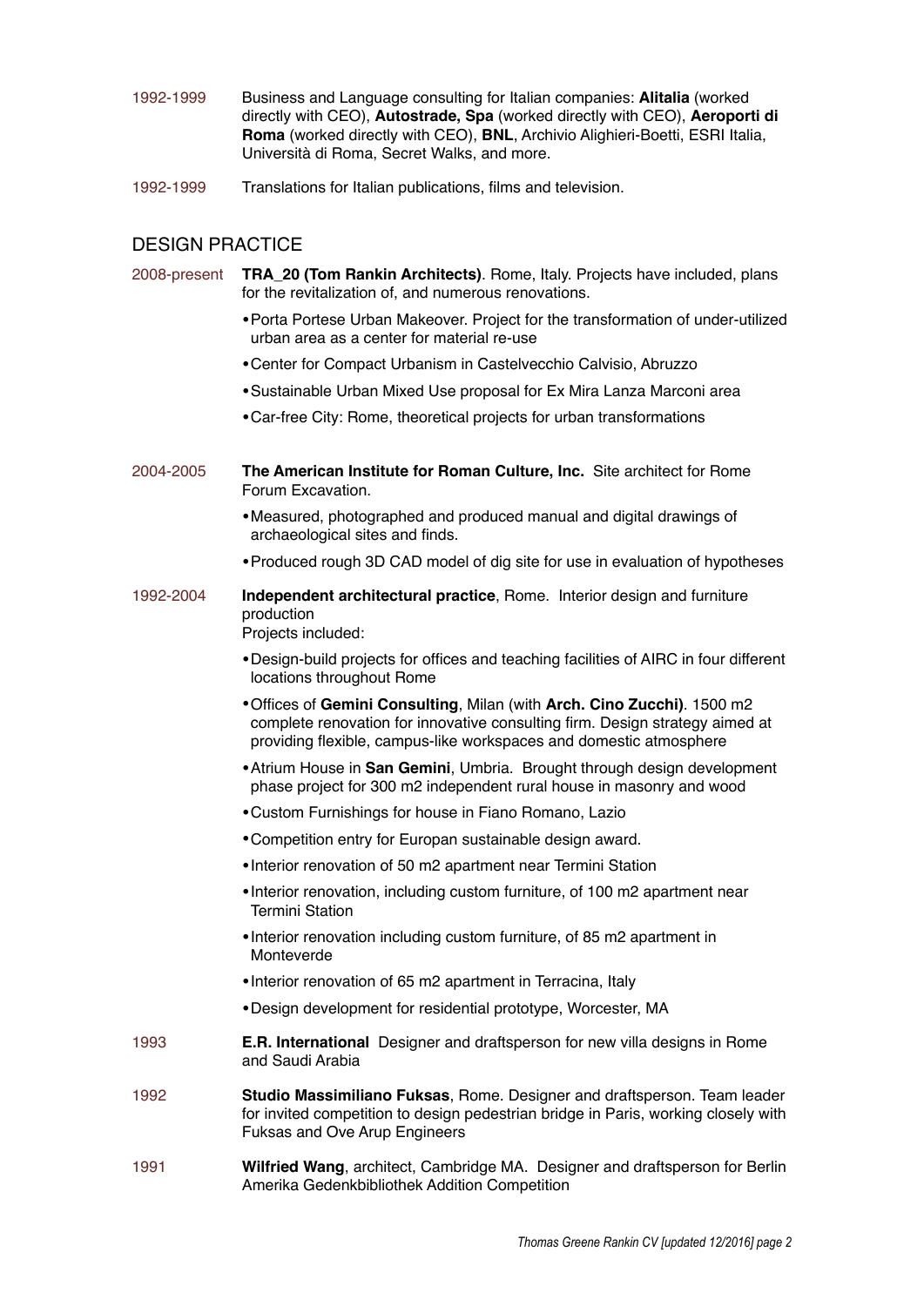1992-1999 Business and Language consulting for Italian companies: **Alitalia** (worked directly with CEO), **Autostrade, Spa** (worked directly with CEO), **Aeroporti di Roma** (worked directly with CEO), **BNL**, Archivio Alighieri-Boetti, ESRI Italia, Università di Roma, Secret Walks, and more.

1992-1999 Translations for Italian publications, films and television.

## DESIGN PRACTICE

2008-present **TRA_20 (Tom Rankin Architects)**. Rome, Italy. Projects have included, plans for the revitalization of, and numerous renovations.

- Porta Portese Urban Makeover. Project for the transformation of under-utilized urban area as a center for material re-use
- Center for Compact Urbanism in Castelvecchio Calvisio, Abruzzo
- Sustainable Urban Mixed Use proposal for Ex Mira Lanza Marconi area
- Car-free City: Rome, theoretical projects for urban transformations

2004-2005 **The American Institute for Roman Culture, Inc.** Site architect for Rome Forum Excavation.

- Measured, photographed and produced manual and digital drawings of archaeological sites and finds.
- Produced rough 3D CAD model of dig site for use in evaluation of hypotheses

1992-2004 **Independent architectural practice**, Rome. Interior design and furniture production
Projects included:

- Design-build projects for offices and teaching facilities of AIRC in four different locations throughout Rome
- Offices of **Gemini Consulting**, Milan (with **Arch. Cino Zucchi)**. 1500 m2 complete renovation for innovative consulting firm. Design strategy aimed at providing flexible, campus-like workspaces and domestic atmosphere
- Atrium House in **San Gemini**, Umbria. Brought through design development phase project for 300 m2 independent rural house in masonry and wood
- Custom Furnishings for house in Fiano Romano, Lazio
- Competition entry for Europan sustainable design award.
- Interior renovation of 50 m2 apartment near Termini Station
- Interior renovation, including custom furniture, of 100 m2 apartment near Termini Station
- Interior renovation including custom furniture, of 85 m2 apartment in Monteverde
- Interior renovation of 65 m2 apartment in Terracina, Italy
- Design development for residential prototype, Worcester, MA

1993 **E.R. International** Designer and draftsperson for new villa designs in Rome and Saudi Arabia

1992 **Studio Massimiliano Fuksas**, Rome. Designer and draftsperson. Team leader for invited competition to design pedestrian bridge in Paris, working closely with Fuksas and Ove Arup Engineers

1991 **Wilfried Wang**, architect, Cambridge MA. Designer and draftsperson for Berlin Amerika Gedenkbibliothek Addition Competition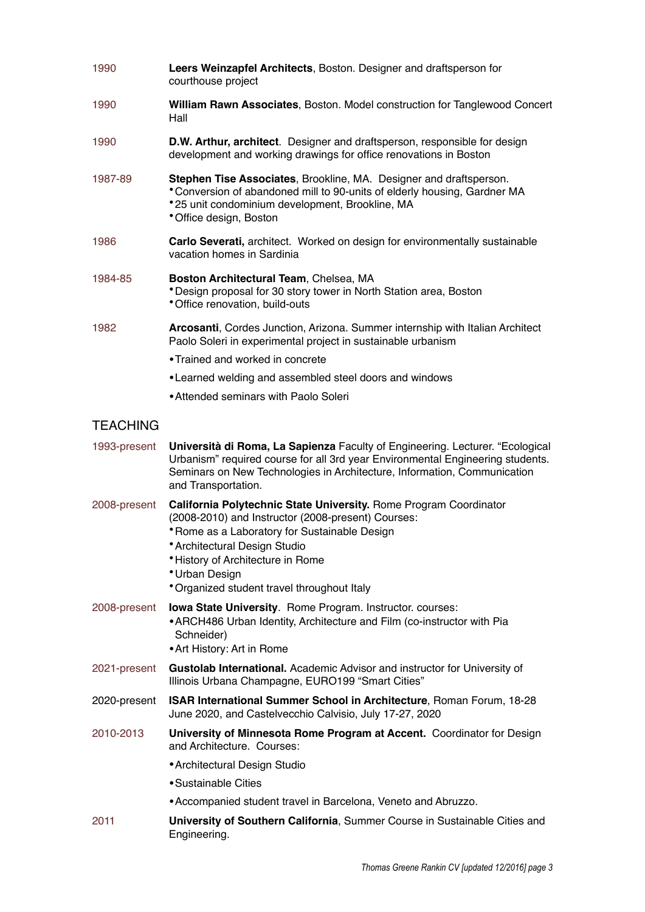1990 **Leers Weinzapfel Architects**, Boston. Designer and draftsperson for courthouse project

1990 **William Rawn Associates**, Boston. Model construction for Tanglewood Concert Hall

1990 **D.W. Arthur, architect**. Designer and draftsperson, responsible for design development and working drawings for office renovations in Boston

1987-89 **Stephen Tise Associates**, Brookline, MA. Designer and draftsperson.
- Conversion of abandoned mill to 90-units of elderly housing, Gardner MA
- 25 unit condominium development, Brookline, MA
- Office design, Boston

1986 **Carlo Severati,** architect. Worked on design for environmentally sustainable vacation homes in Sardinia

1984-85 **Boston Architectural Team**, Chelsea, MA
- Design proposal for 30 story tower in North Station area, Boston
- Office renovation, build-outs

1982 **Arcosanti**, Cordes Junction, Arizona. Summer internship with Italian Architect Paolo Soleri in experimental project in sustainable urbanism
- Trained and worked in concrete
- Learned welding and assembled steel doors and windows
- Attended seminars with Paolo Soleri

## TEACHING

1993-present **Università di Roma, La Sapienza** Faculty of Engineering. Lecturer. "Ecological Urbanism" required course for all 3rd year Environmental Engineering students. Seminars on New Technologies in Architecture, Information, Communication and Transportation.

2008-present **California Polytechnic State University.** Rome Program Coordinator (2008-2010) and Instructor (2008-present) Courses:
- Rome as a Laboratory for Sustainable Design
- Architectural Design Studio
- History of Architecture in Rome
- Urban Design
- Organized student travel throughout Italy

2008-present **Iowa State University**. Rome Program. Instructor. courses:
- ARCH486 Urban Identity, Architecture and Film (co-instructor with Pia Schneider)
- Art History: Art in Rome

2021-present **Gustolab International.** Academic Advisor and instructor for University of Illinois Urbana Champagne, EURO199 "Smart Cities"

2020-present **ISAR International Summer School in Architecture**, Roman Forum, 18-28 June 2020, and Castelvecchio Calvisio, July 17-27, 2020

2010-2013 **University of Minnesota Rome Program at Accent.** Coordinator for Design and Architecture. Courses:
- Architectural Design Studio
- Sustainable Cities
- Accompanied student travel in Barcelona, Veneto and Abruzzo.

2011 **University of Southern California**, Summer Course in Sustainable Cities and Engineering.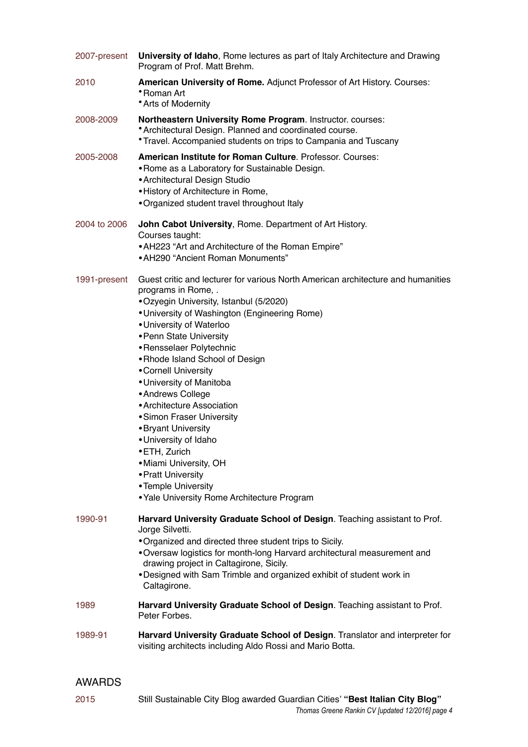2007-present **University of Idaho**, Rome lectures as part of Italy Architecture and Drawing Program of Prof. Matt Brehm.

2010 **American University of Rome.** Adjunct Professor of Art History. Courses:
- Roman Art
- Arts of Modernity

2008-2009 **Northeastern University Rome Program**. Instructor. courses:
- Architectural Design. Planned and coordinated course.
- Travel. Accompanied students on trips to Campania and Tuscany

2005-2008 **American Institute for Roman Culture**. Professor. Courses:
- Rome as a Laboratory for Sustainable Design.
- Architectural Design Studio
- History of Architecture in Rome,
- Organized student travel throughout Italy

2004 to 2006 **John Cabot University**, Rome. Department of Art History.
Courses taught:
- AH223 “Art and Architecture of the Roman Empire”
- AH290 “Ancient Roman Monuments”

1991-present Guest critic and lecturer for various North American architecture and humanities programs in Rome, .
- Ozyegin University, Istanbul (5/2020)
- University of Washington (Engineering Rome)
- University of Waterloo
- Penn State University
- Rensselaer Polytechnic
- Rhode Island School of Design
- Cornell University
- University of Manitoba
- Andrews College
- Architecture Association
- Simon Fraser University
- Bryant University
- University of Idaho
- ETH, Zurich
- Miami University, OH
- Pratt University
- Temple University
- Yale University Rome Architecture Program

1990-91 **Harvard University Graduate School of Design**. Teaching assistant to Prof. Jorge Silvetti.
- Organized and directed three student trips to Sicily.
- Oversaw logistics for month-long Harvard architectural measurement and drawing project in Caltagirone, Sicily.
- Designed with Sam Trimble and organized exhibit of student work in Caltagirone.

1989 **Harvard University Graduate School of Design**. Teaching assistant to Prof. Peter Forbes.

1989-91 **Harvard University Graduate School of Design**. Translator and interpreter for visiting architects including Aldo Rossi and Mario Botta.

## AWARDS

2015 Still Sustainable City Blog awarded Guardian Cities’ **“Best Italian City Blog”**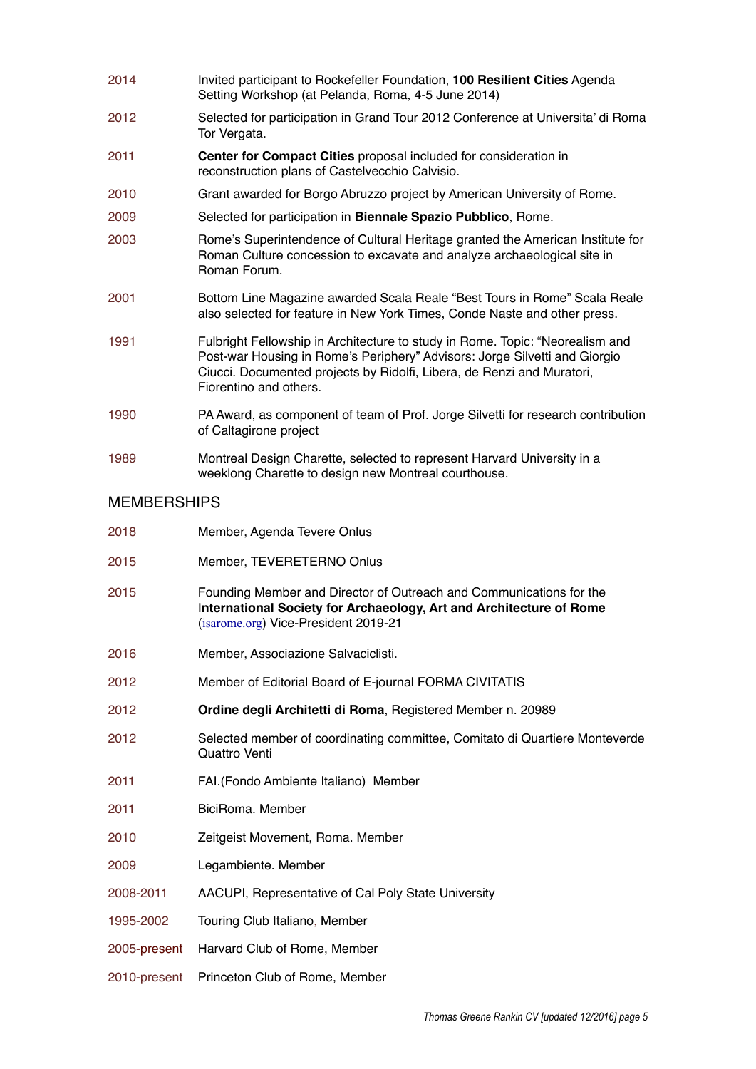2014 Invited participant to Rockefeller Foundation, **100 Resilient Cities** Agenda Setting Workshop (at Pelanda, Roma, 4-5 June 2014)

2012 Selected for participation in Grand Tour 2012 Conference at Universita' di Roma Tor Vergata.

2011 **Center for Compact Cities** proposal included for consideration in reconstruction plans of Castelvecchio Calvisio.

2010 Grant awarded for Borgo Abruzzo project by American University of Rome.

2009 Selected for participation in **Biennale Spazio Pubblico**, Rome.

2003 Rome's Superintendence of Cultural Heritage granted the American Institute for Roman Culture concession to excavate and analyze archaeological site in Roman Forum.

2001 Bottom Line Magazine awarded Scala Reale "Best Tours in Rome" Scala Reale also selected for feature in New York Times, Conde Naste and other press.

1991 Fulbright Fellowship in Architecture to study in Rome. Topic: "Neorealism and Post-war Housing in Rome's Periphery" Advisors: Jorge Silvetti and Giorgio Ciucci. Documented projects by Ridolfi, Libera, de Renzi and Muratori, Fiorentino and others.

1990 PA Award, as component of team of Prof. Jorge Silvetti for research contribution of Caltagirone project

1989 Montreal Design Charette, selected to represent Harvard University in a weeklong Charette to design new Montreal courthouse.

## MEMBERSHIPS

2018 Member, Agenda Tevere Onlus

2015 Member, TEVERETERNO Onlus

2015 Founding Member and Director of Outreach and Communications for the **International Society for Archaeology, Art and Architecture of Rome** (isarome.org) Vice-President 2019-21

2016 Member, Associazione Salvaciclisti.

2012 Member of Editorial Board of E-journal FORMA CIVITATIS

2012 **Ordine degli Architetti di Roma**, Registered Member n. 20989

2012 Selected member of coordinating committee, Comitato di Quartiere Monteverde Quattro Venti

2011 FAI.(Fondo Ambiente Italiano) Member

2011 BiciRoma. Member

2010 Zeitgeist Movement, Roma. Member

2009 Legambiente. Member

2008-2011 AACUPI, Representative of Cal Poly State University

1995-2002 Touring Club Italiano, Member

2005-present Harvard Club of Rome, Member

2010-present Princeton Club of Rome, Member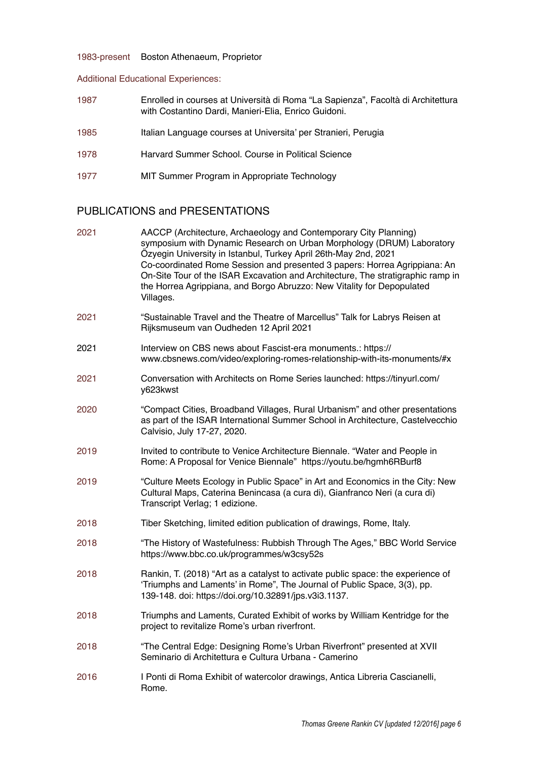1983-present Boston Athenaeum, Proprietor

Additional Educational Experiences:

1987 Enrolled in courses at Università di Roma "La Sapienza", Facoltà di Architettura with Costantino Dardi, Manieri-Elia, Enrico Guidoni.

1985 Italian Language courses at Universita' per Stranieri, Perugia

1978 Harvard Summer School. Course in Political Science

1977 MIT Summer Program in Appropriate Technology

## PUBLICATIONS and PRESENTATIONS

2021 AACCP (Architecture, Archaeology and Contemporary City Planning) symposium with Dynamic Research on Urban Morphology (DRUM) Laboratory Özyegin University in Istanbul, Turkey April 26th-May 2nd, 2021 Co-coordinated Rome Session and presented 3 papers: Horrea Agrippiana: An On-Site Tour of the ISAR Excavation and Architecture, The stratigraphic ramp in the Horrea Agrippiana, and Borgo Abruzzo: New Vitality for Depopulated Villages.

2021 "Sustainable Travel and the Theatre of Marcellus" Talk for Labrys Reisen at Rijksmuseum van Oudheden 12 April 2021

2021 Interview on CBS news about Fascist-era monuments.: https://www.cbsnews.com/video/exploring-romes-relationship-with-its-monuments/#x

2021 Conversation with Architects on Rome Series launched: https://tinyurl.com/y623kwst

2020 "Compact Cities, Broadband Villages, Rural Urbanism" and other presentations as part of the ISAR International Summer School in Architecture, Castelvecchio Calvisio, July 17-27, 2020.

2019 Invited to contribute to Venice Architecture Biennale. "Water and People in Rome: A Proposal for Venice Biennale" https://youtu.be/hgmh6RBurf8

2019 "Culture Meets Ecology in Public Space" in Art and Economics in the City: New Cultural Maps, Caterina Benincasa (a cura di), Gianfranco Neri (a cura di) Transcript Verlag; 1 edizione.

2018 Tiber Sketching, limited edition publication of drawings, Rome, Italy.

2018 "The History of Wastefulness: Rubbish Through The Ages," BBC World Service https://www.bbc.co.uk/programmes/w3csy52s

2018 Rankin, T. (2018) "Art as a catalyst to activate public space: the experience of 'Triumphs and Laments' in Rome", The Journal of Public Space, 3(3), pp. 139-148. doi: https://doi.org/10.32891/jps.v3i3.1137.

2018 Triumphs and Laments, Curated Exhibit of works by William Kentridge for the project to revitalize Rome's urban riverfront.

2018 "The Central Edge: Designing Rome's Urban Riverfront" presented at XVII Seminario di Architettura e Cultura Urbana - Camerino

2016 I Ponti di Roma Exhibit of watercolor drawings, Antica Libreria Cascianelli, Rome.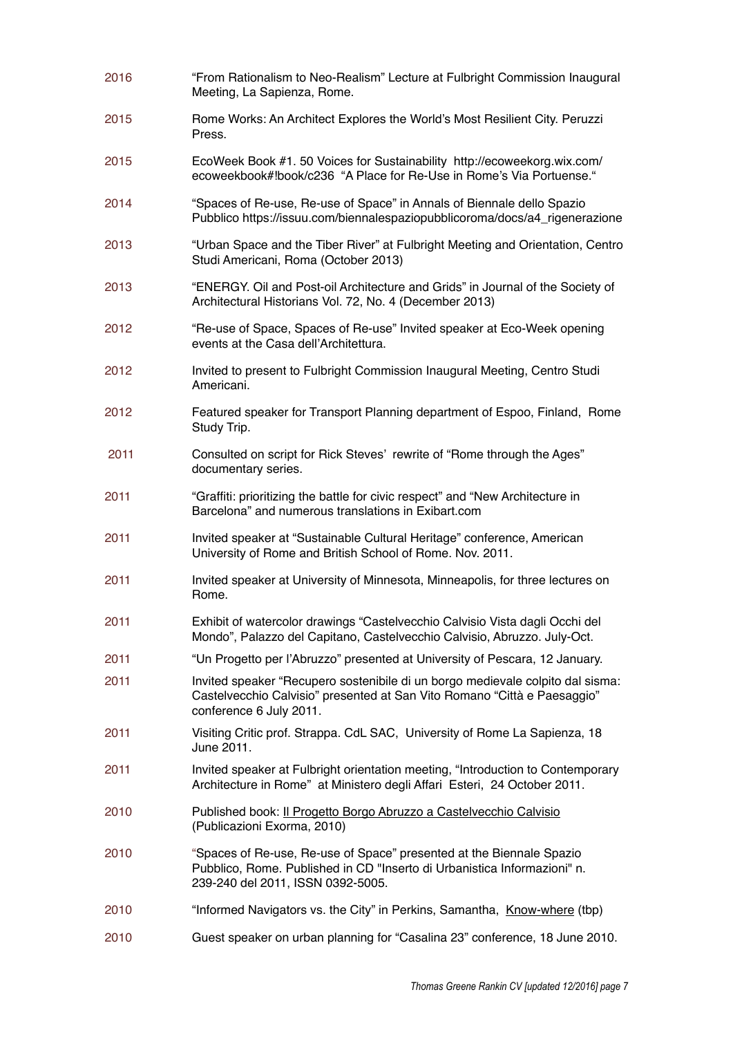2016 "From Rationalism to Neo-Realism" Lecture at Fulbright Commission Inaugural Meeting, La Sapienza, Rome.

2015 Rome Works: An Architect Explores the World's Most Resilient City. Peruzzi Press.

2015 EcoWeek Book #1. 50 Voices for Sustainability http://ecoweekorg.wix.com/ecoweekbook#!book/c236 "A Place for Re-Use in Rome's Via Portuense."

2014 "Spaces of Re-use, Re-use of Space" in Annals of Biennale dello Spazio Pubblico https://issuu.com/biennalespaziopubblicoroma/docs/a4_rigenerazione

2013 "Urban Space and the Tiber River" at Fulbright Meeting and Orientation, Centro Studi Americani, Roma (October 2013)

2013 "ENERGY. Oil and Post-oil Architecture and Grids" in Journal of the Society of Architectural Historians Vol. 72, No. 4 (December 2013)

2012 "Re-use of Space, Spaces of Re-use" Invited speaker at Eco-Week opening events at the Casa dell'Architettura.

2012 Invited to present to Fulbright Commission Inaugural Meeting, Centro Studi Americani.

2012 Featured speaker for Transport Planning department of Espoo, Finland, Rome Study Trip.

2011 Consulted on script for Rick Steves' rewrite of "Rome through the Ages" documentary series.

2011 "Graffiti: prioritizing the battle for civic respect" and "New Architecture in Barcelona" and numerous translations in Exibart.com

2011 Invited speaker at "Sustainable Cultural Heritage" conference, American University of Rome and British School of Rome. Nov. 2011.

2011 Invited speaker at University of Minnesota, Minneapolis, for three lectures on Rome.

2011 Exhibit of watercolor drawings "Castelvecchio Calvisio Vista dagli Occhi del Mondo", Palazzo del Capitano, Castelvecchio Calvisio, Abruzzo. July-Oct.

2011 "Un Progetto per l'Abruzzo" presented at University of Pescara, 12 January.

2011 Invited speaker "Recupero sostenibile di un borgo medievale colpito dal sisma: Castelvecchio Calvisio" presented at San Vito Romano "Città e Paesaggio" conference 6 July 2011.

2011 Visiting Critic prof. Strappa. CdL SAC, University of Rome La Sapienza, 18 June 2011.

2011 Invited speaker at Fulbright orientation meeting, "Introduction to Contemporary Architecture in Rome" at Ministero degli Affari Esteri, 24 October 2011.

2010 Published book: Il Progetto Borgo Abruzzo a Castelvecchio Calvisio (Publicazioni Exorma, 2010)

2010 "Spaces of Re-use, Re-use of Space" presented at the Biennale Spazio Pubblico, Rome. Published in CD "Inserto di Urbanistica Informazioni" n. 239-240 del 2011, ISSN 0392-5005.

2010 "Informed Navigators vs. the City" in Perkins, Samantha, Know-where (tbp)

2010 Guest speaker on urban planning for "Casalina 23" conference, 18 June 2010.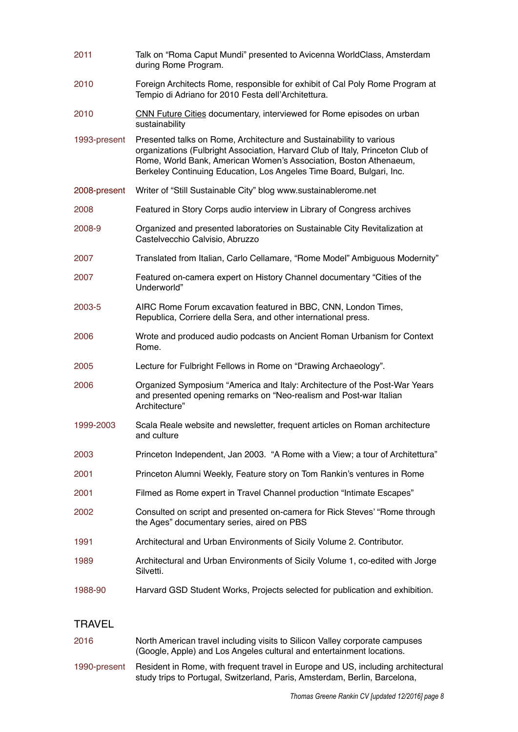| | |
|---|---|
| 2011 | Talk on "Roma Caput Mundi" presented to Avicenna WorldClass, Amsterdam during Rome Program. |
| 2010 | Foreign Architects Rome, responsible for exhibit of Cal Poly Rome Program at Tempio di Adriano for 2010 Festa dell'Architettura. |
| 2010 | CNN Future Cities documentary, interviewed for Rome episodes on urban sustainability |
| 1993-present | Presented talks on Rome, Architecture and Sustainability to various organizations (Fulbright Association, Harvard Club of Italy, Princeton Club of Rome, World Bank, American Women's Association, Boston Athenaeum, Berkeley Continuing Education, Los Angeles Time Board, Bulgari, Inc. |
| 2008-present | Writer of "Still Sustainable City" blog www.sustainablerome.net |
| 2008 | Featured in Story Corps audio interview in Library of Congress archives |
| 2008-9 | Organized and presented laboratories on Sustainable City Revitalization at Castelvecchio Calvisio, Abruzzo |
| 2007 | Translated from Italian, Carlo Cellamare, "Rome Model" Ambiguous Modernity" |
| 2007 | Featured on-camera expert on History Channel documentary "Cities of the Underworld" |
| 2003-5 | AIRC Rome Forum excavation featured in BBC, CNN, London Times, Republica, Corriere della Sera, and other international press. |
| 2006 | Wrote and produced audio podcasts on Ancient Roman Urbanism for Context Rome. |
| 2005 | Lecture for Fulbright Fellows in Rome on "Drawing Archaeology". |
| 2006 | Organized Symposium "America and Italy: Architecture of the Post-War Years and presented opening remarks on "Neo-realism and Post-war Italian Architecture" |
| 1999-2003 | Scala Reale website and newsletter, frequent articles on Roman architecture and culture |
| 2003 | Princeton Independent, Jan 2003. "A Rome with a View; a tour of Architettura" |
| 2001 | Princeton Alumni Weekly, Feature story on Tom Rankin's ventures in Rome |
| 2001 | Filmed as Rome expert in Travel Channel production "Intimate Escapes" |
| 2002 | Consulted on script and presented on-camera for Rick Steves' "Rome through the Ages" documentary series, aired on PBS |
| 1991 | Architectural and Urban Environments of Sicily Volume 2. Contributor. |
| 1989 | Architectural and Urban Environments of Sicily Volume 1, co-edited with Jorge Silvetti. |
| 1988-90 | Harvard GSD Student Works, Projects selected for publication and exhibition. |

## TRAVEL

| | |
|---|---|
| 2016 | North American travel including visits to Silicon Valley corporate campuses (Google, Apple) and Los Angeles cultural and entertainment locations. |
| 1990-present | Resident in Rome, with frequent travel in Europe and US, including architectural study trips to Portugal, Switzerland, Paris, Amsterdam, Berlin, Barcelona, |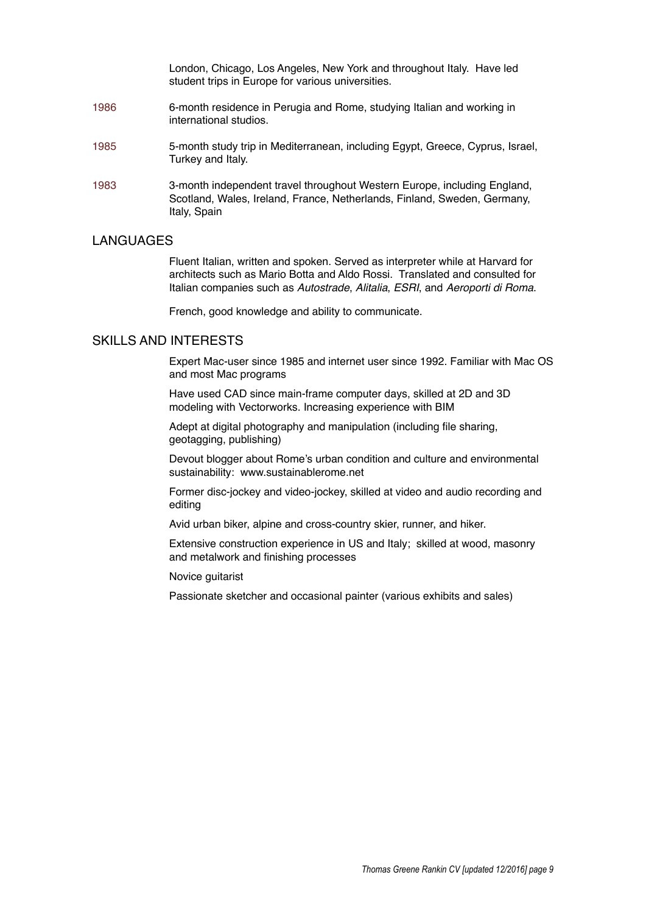London, Chicago, Los Angeles, New York and throughout Italy. Have led student trips in Europe for various universities.

1986 — 6-month residence in Perugia and Rome, studying Italian and working in international studios.

1985 — 5-month study trip in Mediterranean, including Egypt, Greece, Cyprus, Israel, Turkey and Italy.

1983 — 3-month independent travel throughout Western Europe, including England, Scotland, Wales, Ireland, France, Netherlands, Finland, Sweden, Germany, Italy, Spain

## LANGUAGES

Fluent Italian, written and spoken. Served as interpreter while at Harvard for architects such as Mario Botta and Aldo Rossi. Translated and consulted for Italian companies such as *Autostrade*, *Alitalia*, *ESRI*, and *Aeroporti di Roma*.

French, good knowledge and ability to communicate.

## SKILLS AND INTERESTS

Expert Mac-user since 1985 and internet user since 1992. Familiar with Mac OS and most Mac programs

Have used CAD since main-frame computer days, skilled at 2D and 3D modeling with Vectorworks. Increasing experience with BIM

Adept at digital photography and manipulation (including file sharing, geotagging, publishing)

Devout blogger about Rome's urban condition and culture and environmental sustainability: www.sustainablerome.net

Former disc-jockey and video-jockey, skilled at video and audio recording and editing

Avid urban biker, alpine and cross-country skier, runner, and hiker.

Extensive construction experience in US and Italy; skilled at wood, masonry and metalwork and finishing processes

Novice guitarist

Passionate sketcher and occasional painter (various exhibits and sales)